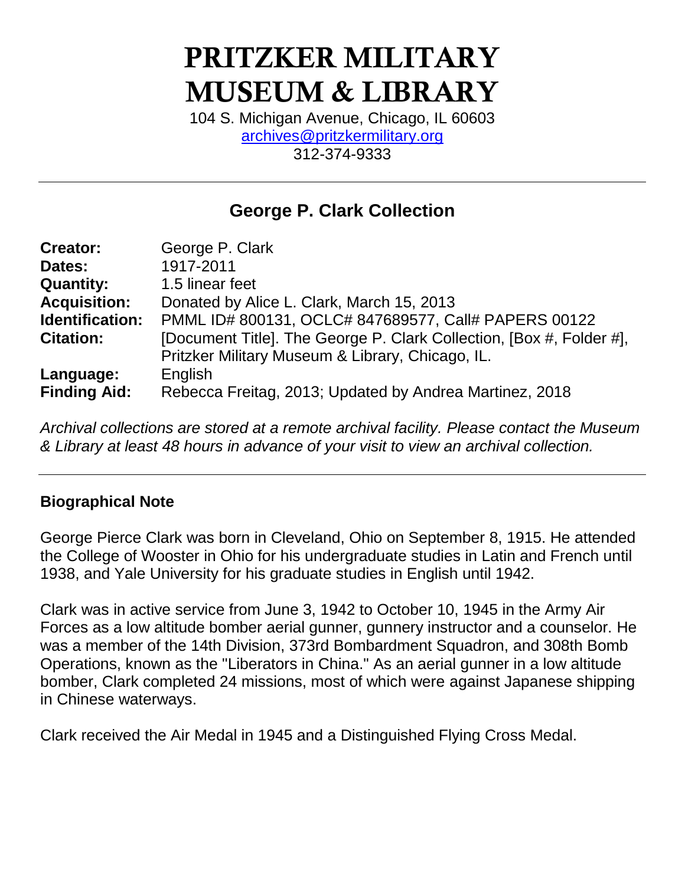# PRITZKER MILITARY MUSEUM & LIBRARY

104 S. Michigan Avenue, Chicago, IL 60603
archives@pritzkermilitary.org
312-374-9333

---

## George P. Clark Collection

| | |
|---|---|
| **Creator:** | George P. Clark |
| **Dates:** | 1917-2011 |
| **Quantity:** | 1.5 linear feet |
| **Acquisition:** | Donated by Alice L. Clark, March 15, 2013 |
| **Identification:** | PMML ID# 800131, OCLC# 847689577, Call# PAPERS 00122 |
| **Citation:** | [Document Title]. The George P. Clark Collection, [Box #, Folder #], Pritzker Military Museum & Library, Chicago, IL. |
| **Language:** | English |
| **Finding Aid:** | Rebecca Freitag, 2013; Updated by Andrea Martinez, 2018 |

*Archival collections are stored at a remote archival facility. Please contact the Museum & Library at least 48 hours in advance of your visit to view an archival collection.*

---

### Biographical Note

George Pierce Clark was born in Cleveland, Ohio on September 8, 1915. He attended the College of Wooster in Ohio for his undergraduate studies in Latin and French until 1938, and Yale University for his graduate studies in English until 1942.

Clark was in active service from June 3, 1942 to October 10, 1945 in the Army Air Forces as a low altitude bomber aerial gunner, gunnery instructor and a counselor. He was a member of the 14th Division, 373rd Bombardment Squadron, and 308th Bomb Operations, known as the "Liberators in China." As an aerial gunner in a low altitude bomber, Clark completed 24 missions, most of which were against Japanese shipping in Chinese waterways.

Clark received the Air Medal in 1945 and a Distinguished Flying Cross Medal.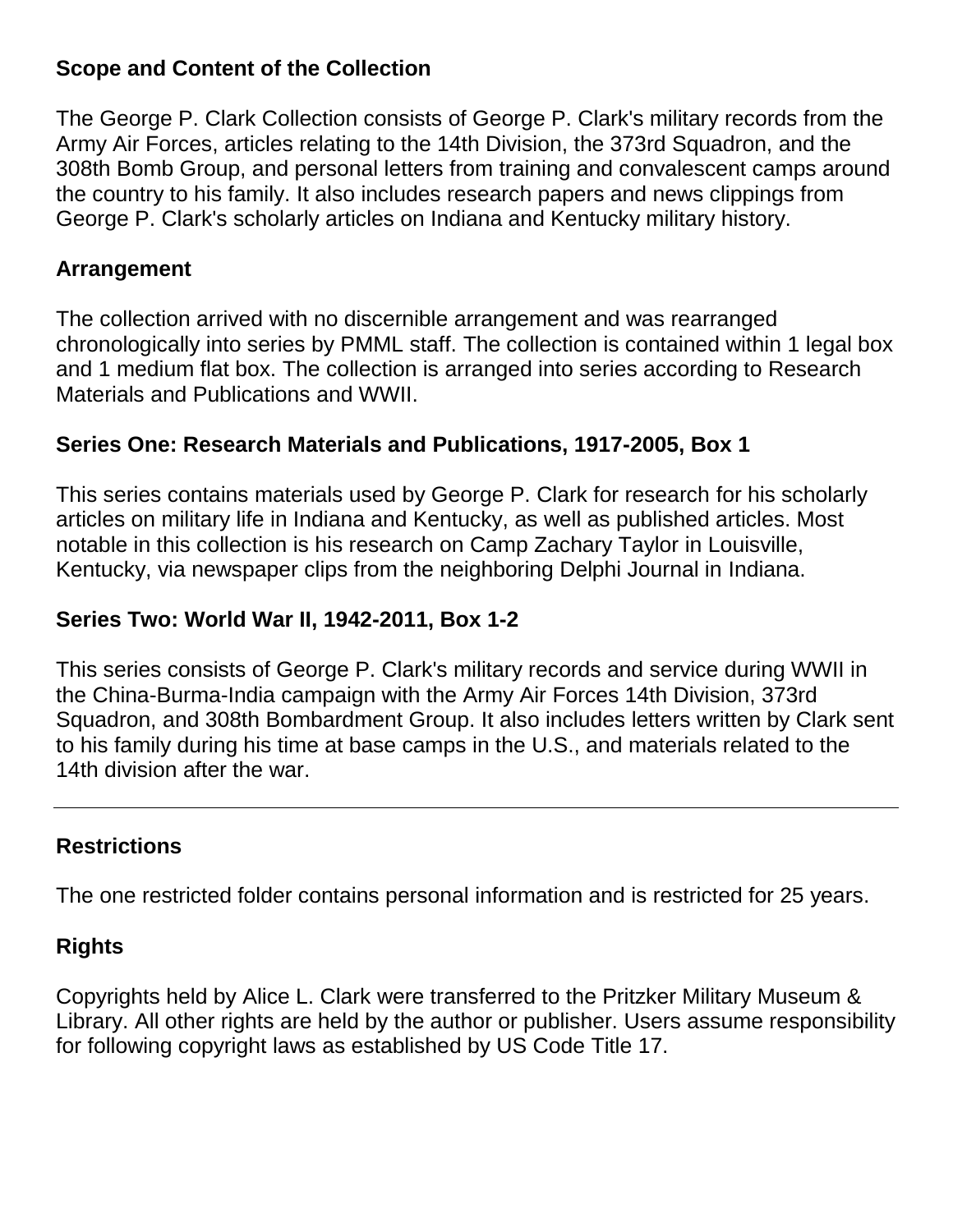## Scope and Content of the Collection

The George P. Clark Collection consists of George P. Clark's military records from the Army Air Forces, articles relating to the 14th Division, the 373rd Squadron, and the 308th Bomb Group, and personal letters from training and convalescent camps around the country to his family. It also includes research papers and news clippings from George P. Clark's scholarly articles on Indiana and Kentucky military history.

## Arrangement

The collection arrived with no discernible arrangement and was rearranged chronologically into series by PMML staff. The collection is contained within 1 legal box and 1 medium flat box. The collection is arranged into series according to Research Materials and Publications and WWII.

### Series One: Research Materials and Publications, 1917-2005, Box 1

This series contains materials used by George P. Clark for research for his scholarly articles on military life in Indiana and Kentucky, as well as published articles. Most notable in this collection is his research on Camp Zachary Taylor in Louisville, Kentucky, via newspaper clips from the neighboring Delphi Journal in Indiana.

### Series Two: World War II, 1942-2011, Box 1-2

This series consists of George P. Clark's military records and service during WWII in the China-Burma-India campaign with the Army Air Forces 14th Division, 373rd Squadron, and 308th Bombardment Group. It also includes letters written by Clark sent to his family during his time at base camps in the U.S., and materials related to the 14th division after the war.

---

## Restrictions

The one restricted folder contains personal information and is restricted for 25 years.

## Rights

Copyrights held by Alice L. Clark were transferred to the Pritzker Military Museum & Library. All other rights are held by the author or publisher. Users assume responsibility for following copyright laws as established by US Code Title 17.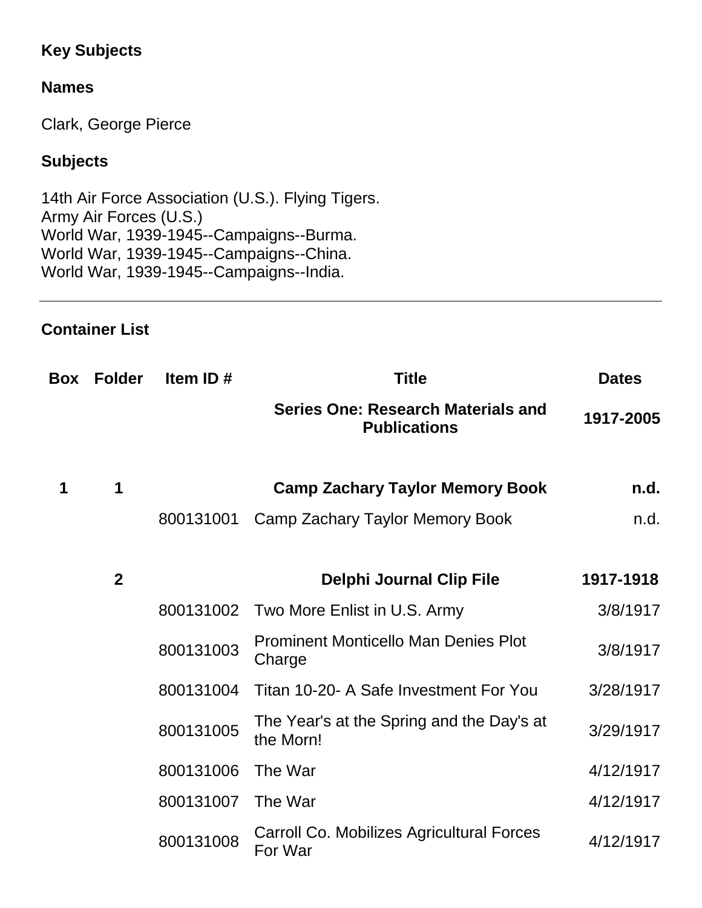**Key Subjects**

**Names**

Clark, George Pierce

**Subjects**

14th Air Force Association (U.S.). Flying Tigers.
Army Air Forces (U.S.)
World War, 1939-1945--Campaigns--Burma.
World War, 1939-1945--Campaigns--China.
World War, 1939-1945--Campaigns--India.

---

## Container List

| Box | Folder | Item ID # | Title | Dates |
|---|---|---|---|---|
| | | | **Series One: Research Materials and Publications** | **1917-2005** |
| **1** | **1** | | **Camp Zachary Taylor Memory Book** | **n.d.** |
| | | 800131001 | Camp Zachary Taylor Memory Book | n.d. |
| | **2** | | **Delphi Journal Clip File** | **1917-1918** |
| | | 800131002 | Two More Enlist in U.S. Army | 3/8/1917 |
| | | 800131003 | Prominent Monticello Man Denies Plot Charge | 3/8/1917 |
| | | 800131004 | Titan 10-20- A Safe Investment For You | 3/28/1917 |
| | | 800131005 | The Year's at the Spring and the Day's at the Morn! | 3/29/1917 |
| | | 800131006 | The War | 4/12/1917 |
| | | 800131007 | The War | 4/12/1917 |
| | | 800131008 | Carroll Co. Mobilizes Agricultural Forces For War | 4/12/1917 |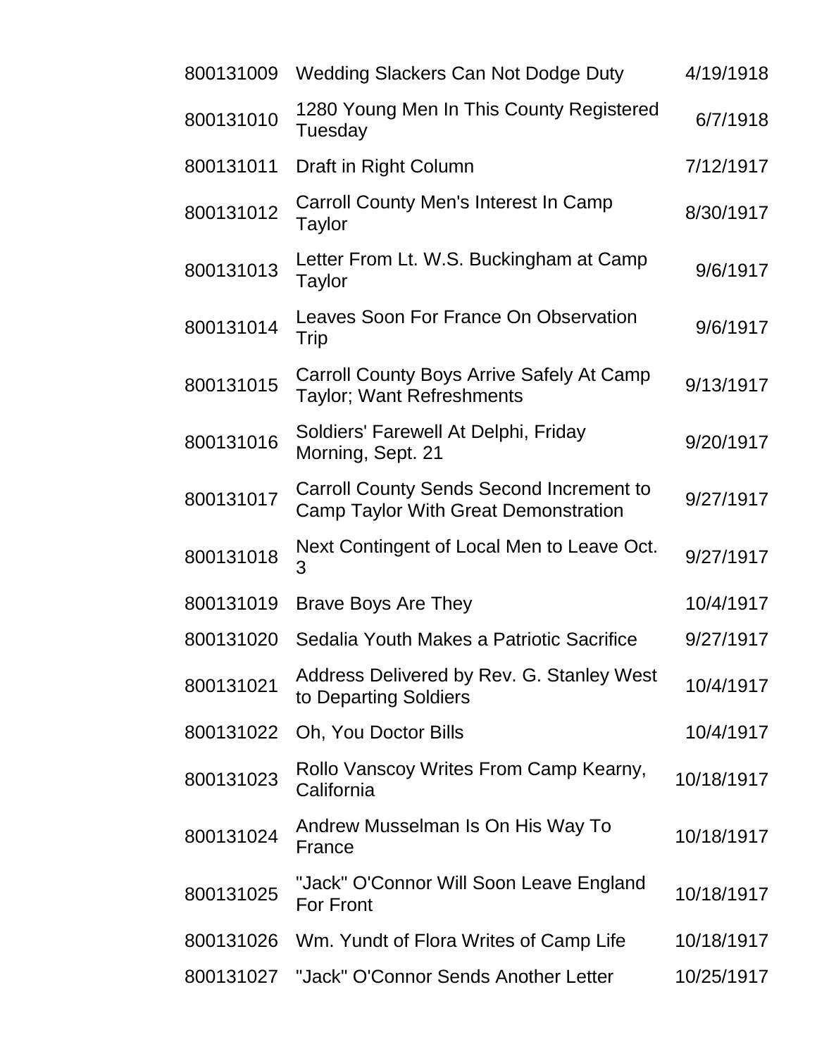| | | |
|---|---|---|
| 800131009 | Wedding Slackers Can Not Dodge Duty | 4/19/1918 |
| 800131010 | 1280 Young Men In This County Registered Tuesday | 6/7/1918 |
| 800131011 | Draft in Right Column | 7/12/1917 |
| 800131012 | Carroll County Men's Interest In Camp Taylor | 8/30/1917 |
| 800131013 | Letter From Lt. W.S. Buckingham at Camp Taylor | 9/6/1917 |
| 800131014 | Leaves Soon For France On Observation Trip | 9/6/1917 |
| 800131015 | Carroll County Boys Arrive Safely At Camp Taylor; Want Refreshments | 9/13/1917 |
| 800131016 | Soldiers' Farewell At Delphi, Friday Morning, Sept. 21 | 9/20/1917 |
| 800131017 | Carroll County Sends Second Increment to Camp Taylor With Great Demonstration | 9/27/1917 |
| 800131018 | Next Contingent of Local Men to Leave Oct. 3 | 9/27/1917 |
| 800131019 | Brave Boys Are They | 10/4/1917 |
| 800131020 | Sedalia Youth Makes a Patriotic Sacrifice | 9/27/1917 |
| 800131021 | Address Delivered by Rev. G. Stanley West to Departing Soldiers | 10/4/1917 |
| 800131022 | Oh, You Doctor Bills | 10/4/1917 |
| 800131023 | Rollo Vanscoy Writes From Camp Kearny, California | 10/18/1917 |
| 800131024 | Andrew Musselman Is On His Way To France | 10/18/1917 |
| 800131025 | "Jack" O'Connor Will Soon Leave England For Front | 10/18/1917 |
| 800131026 | Wm. Yundt of Flora Writes of Camp Life | 10/18/1917 |
| 800131027 | "Jack" O'Connor Sends Another Letter | 10/25/1917 |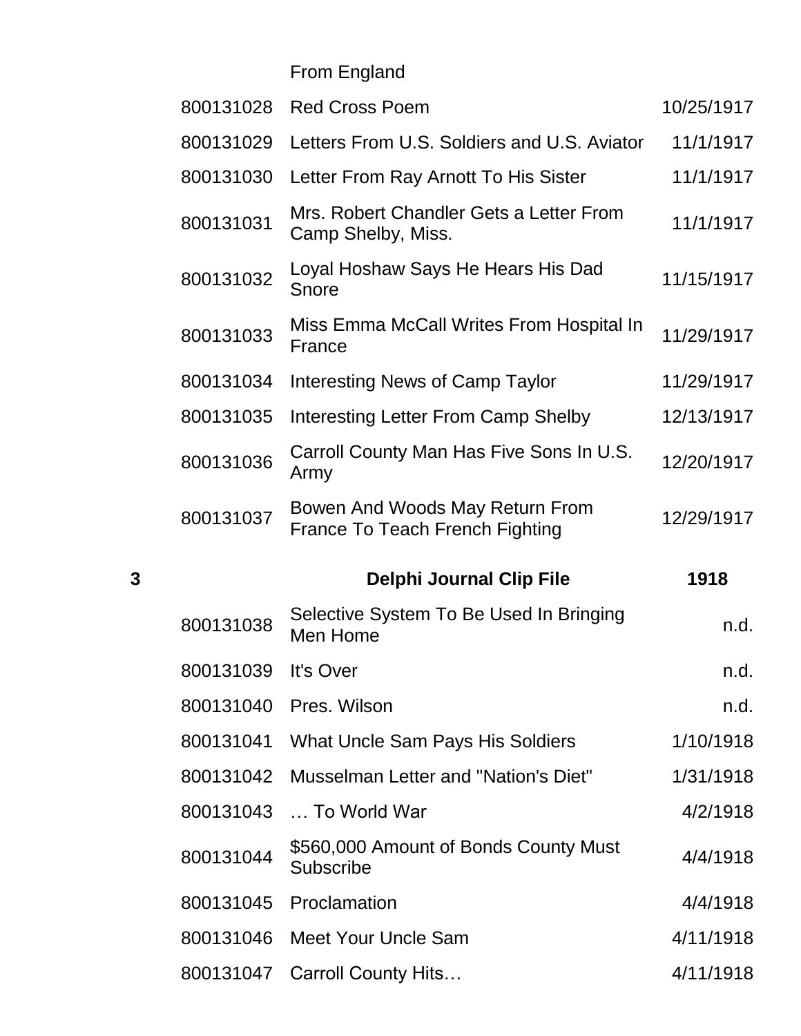| | | | |
|---|---|---|---|
| | | From England | |
| | 800131028 | Red Cross Poem | 10/25/1917 |
| | 800131029 | Letters From U.S. Soldiers and U.S. Aviator | 11/1/1917 |
| | 800131030 | Letter From Ray Arnott To His Sister | 11/1/1917 |
| | 800131031 | Mrs. Robert Chandler Gets a Letter From Camp Shelby, Miss. | 11/1/1917 |
| | 800131032 | Loyal Hoshaw Says He Hears His Dad Snore | 11/15/1917 |
| | 800131033 | Miss Emma McCall Writes From Hospital In France | 11/29/1917 |
| | 800131034 | Interesting News of Camp Taylor | 11/29/1917 |
| | 800131035 | Interesting Letter From Camp Shelby | 12/13/1917 |
| | 800131036 | Carroll County Man Has Five Sons In U.S. Army | 12/20/1917 |
| | 800131037 | Bowen And Woods May Return From France To Teach French Fighting | 12/29/1917 |
| **3** | | **Delphi Journal Clip File** | **1918** |
| | 800131038 | Selective System To Be Used In Bringing Men Home | n.d. |
| | 800131039 | It's Over | n.d. |
| | 800131040 | Pres. Wilson | n.d. |
| | 800131041 | What Uncle Sam Pays His Soldiers | 1/10/1918 |
| | 800131042 | Musselman Letter and "Nation's Diet" | 1/31/1918 |
| | 800131043 | … To World War | 4/2/1918 |
| | 800131044 | $560,000 Amount of Bonds County Must Subscribe | 4/4/1918 |
| | 800131045 | Proclamation | 4/4/1918 |
| | 800131046 | Meet Your Uncle Sam | 4/11/1918 |
| | 800131047 | Carroll County Hits… | 4/11/1918 |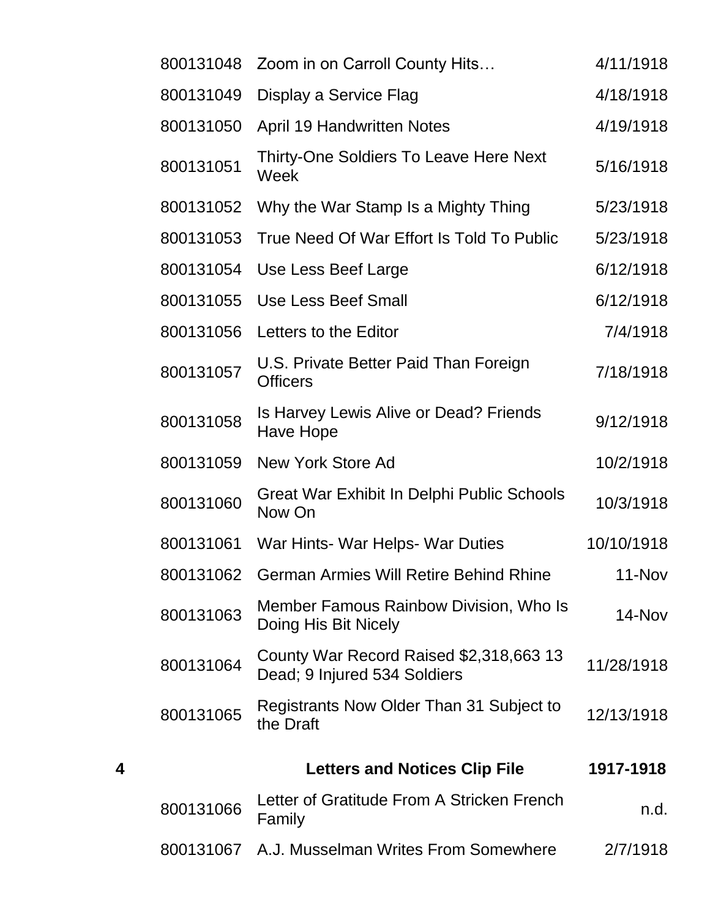| | | | |
|---|---|---|---|
| | 800131048 | Zoom in on Carroll County Hits… | 4/11/1918 |
| | 800131049 | Display a Service Flag | 4/18/1918 |
| | 800131050 | April 19 Handwritten Notes | 4/19/1918 |
| | 800131051 | Thirty-One Soldiers To Leave Here Next Week | 5/16/1918 |
| | 800131052 | Why the War Stamp Is a Mighty Thing | 5/23/1918 |
| | 800131053 | True Need Of War Effort Is Told To Public | 5/23/1918 |
| | 800131054 | Use Less Beef Large | 6/12/1918 |
| | 800131055 | Use Less Beef Small | 6/12/1918 |
| | 800131056 | Letters to the Editor | 7/4/1918 |
| | 800131057 | U.S. Private Better Paid Than Foreign Officers | 7/18/1918 |
| | 800131058 | Is Harvey Lewis Alive or Dead? Friends Have Hope | 9/12/1918 |
| | 800131059 | New York Store Ad | 10/2/1918 |
| | 800131060 | Great War Exhibit In Delphi Public Schools Now On | 10/3/1918 |
| | 800131061 | War Hints- War Helps- War Duties | 10/10/1918 |
| | 800131062 | German Armies Will Retire Behind Rhine | 11-Nov |
| | 800131063 | Member Famous Rainbow Division, Who Is Doing His Bit Nicely | 14-Nov |
| | 800131064 | County War Record Raised $2,318,663 13 Dead; 9 Injured 534 Soldiers | 11/28/1918 |
| | 800131065 | Registrants Now Older Than 31 Subject to the Draft | 12/13/1918 |
| **4** | | **Letters and Notices Clip File** | **1917-1918** |
| | 800131066 | Letter of Gratitude From A Stricken French Family | n.d. |
| | 800131067 | A.J. Musselman Writes From Somewhere | 2/7/1918 |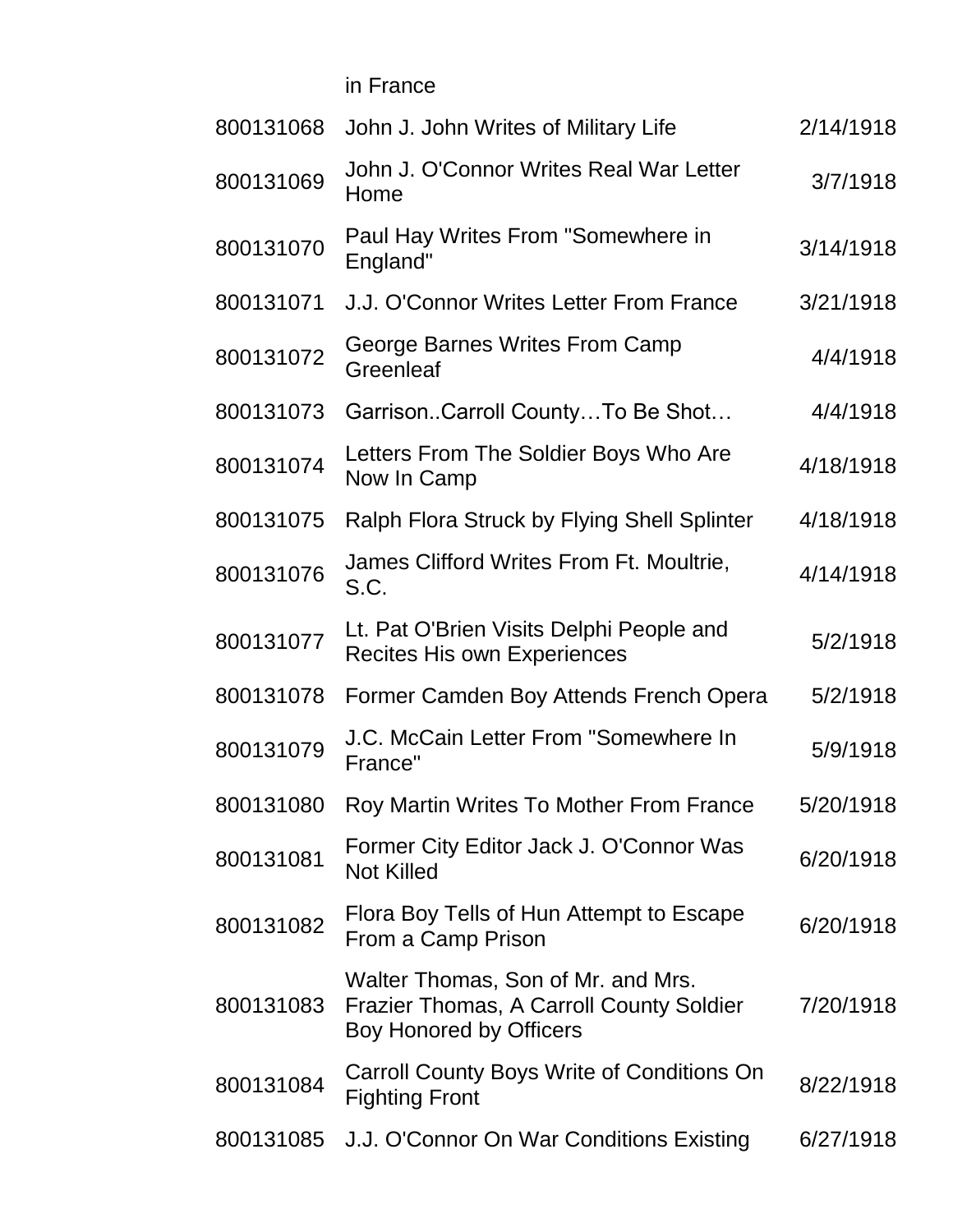| | | |
|---|---|---|
| | in France | |
| 800131068 | John J. John Writes of Military Life | 2/14/1918 |
| 800131069 | John J. O'Connor Writes Real War Letter Home | 3/7/1918 |
| 800131070 | Paul Hay Writes From "Somewhere in England" | 3/14/1918 |
| 800131071 | J.J. O'Connor Writes Letter From France | 3/21/1918 |
| 800131072 | George Barnes Writes From Camp Greenleaf | 4/4/1918 |
| 800131073 | Garrison..Carroll County…To Be Shot… | 4/4/1918 |
| 800131074 | Letters From The Soldier Boys Who Are Now In Camp | 4/18/1918 |
| 800131075 | Ralph Flora Struck by Flying Shell Splinter | 4/18/1918 |
| 800131076 | James Clifford Writes From Ft. Moultrie, S.C. | 4/14/1918 |
| 800131077 | Lt. Pat O'Brien Visits Delphi People and Recites His own Experiences | 5/2/1918 |
| 800131078 | Former Camden Boy Attends French Opera | 5/2/1918 |
| 800131079 | J.C. McCain Letter From "Somewhere In France" | 5/9/1918 |
| 800131080 | Roy Martin Writes To Mother From France | 5/20/1918 |
| 800131081 | Former City Editor Jack J. O'Connor Was Not Killed | 6/20/1918 |
| 800131082 | Flora Boy Tells of Hun Attempt to Escape From a Camp Prison | 6/20/1918 |
| 800131083 | Walter Thomas, Son of Mr. and Mrs. Frazier Thomas, A Carroll County Soldier Boy Honored by Officers | 7/20/1918 |
| 800131084 | Carroll County Boys Write of Conditions On Fighting Front | 8/22/1918 |
| 800131085 | J.J. O'Connor On War Conditions Existing | 6/27/1918 |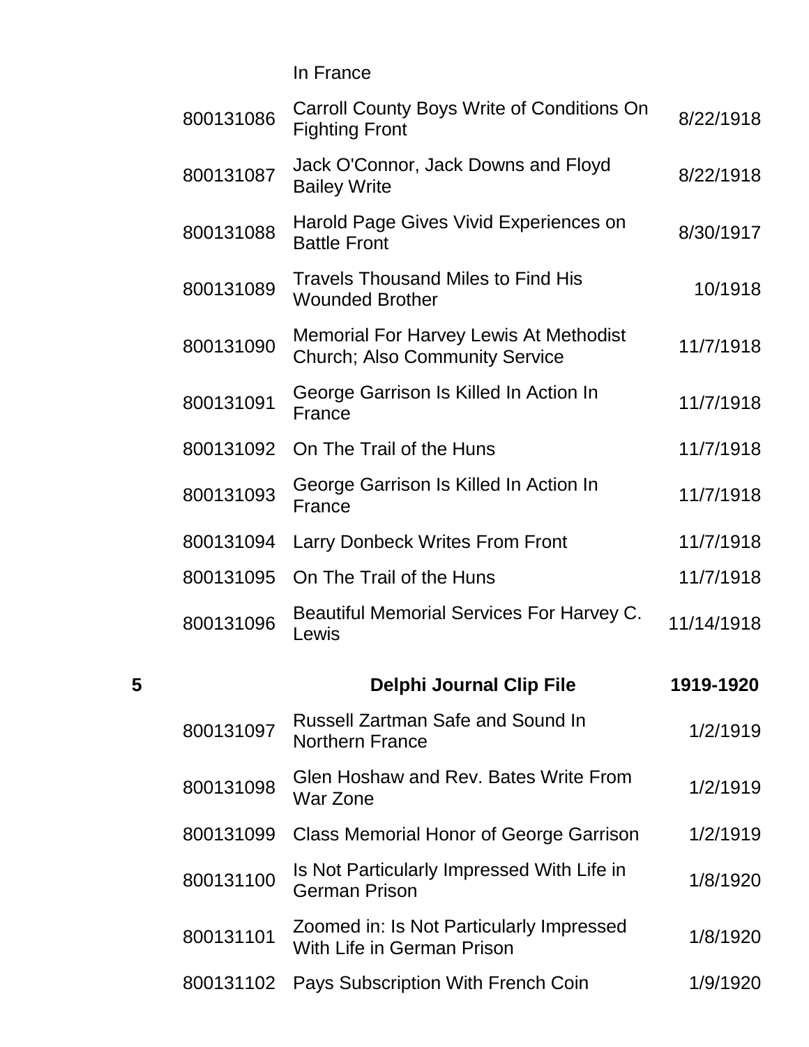| | | In France | |
|---|---|---|---|
| | 800131086 | Carroll County Boys Write of Conditions On Fighting Front | 8/22/1918 |
| | 800131087 | Jack O'Connor, Jack Downs and Floyd Bailey Write | 8/22/1918 |
| | 800131088 | Harold Page Gives Vivid Experiences on Battle Front | 8/30/1917 |
| | 800131089 | Travels Thousand Miles to Find His Wounded Brother | 10/1918 |
| | 800131090 | Memorial For Harvey Lewis At Methodist Church; Also Community Service | 11/7/1918 |
| | 800131091 | George Garrison Is Killed In Action In France | 11/7/1918 |
| | 800131092 | On The Trail of the Huns | 11/7/1918 |
| | 800131093 | George Garrison Is Killed In Action In France | 11/7/1918 |
| | 800131094 | Larry Donbeck Writes From Front | 11/7/1918 |
| | 800131095 | On The Trail of the Huns | 11/7/1918 |
| | 800131096 | Beautiful Memorial Services For Harvey C. Lewis | 11/14/1918 |
| **5** | | **Delphi Journal Clip File** | **1919-1920** |
| | 800131097 | Russell Zartman Safe and Sound In Northern France | 1/2/1919 |
| | 800131098 | Glen Hoshaw and Rev. Bates Write From War Zone | 1/2/1919 |
| | 800131099 | Class Memorial Honor of George Garrison | 1/2/1919 |
| | 800131100 | Is Not Particularly Impressed With Life in German Prison | 1/8/1920 |
| | 800131101 | Zoomed in: Is Not Particularly Impressed With Life in German Prison | 1/8/1920 |
| | 800131102 | Pays Subscription With French Coin | 1/9/1920 |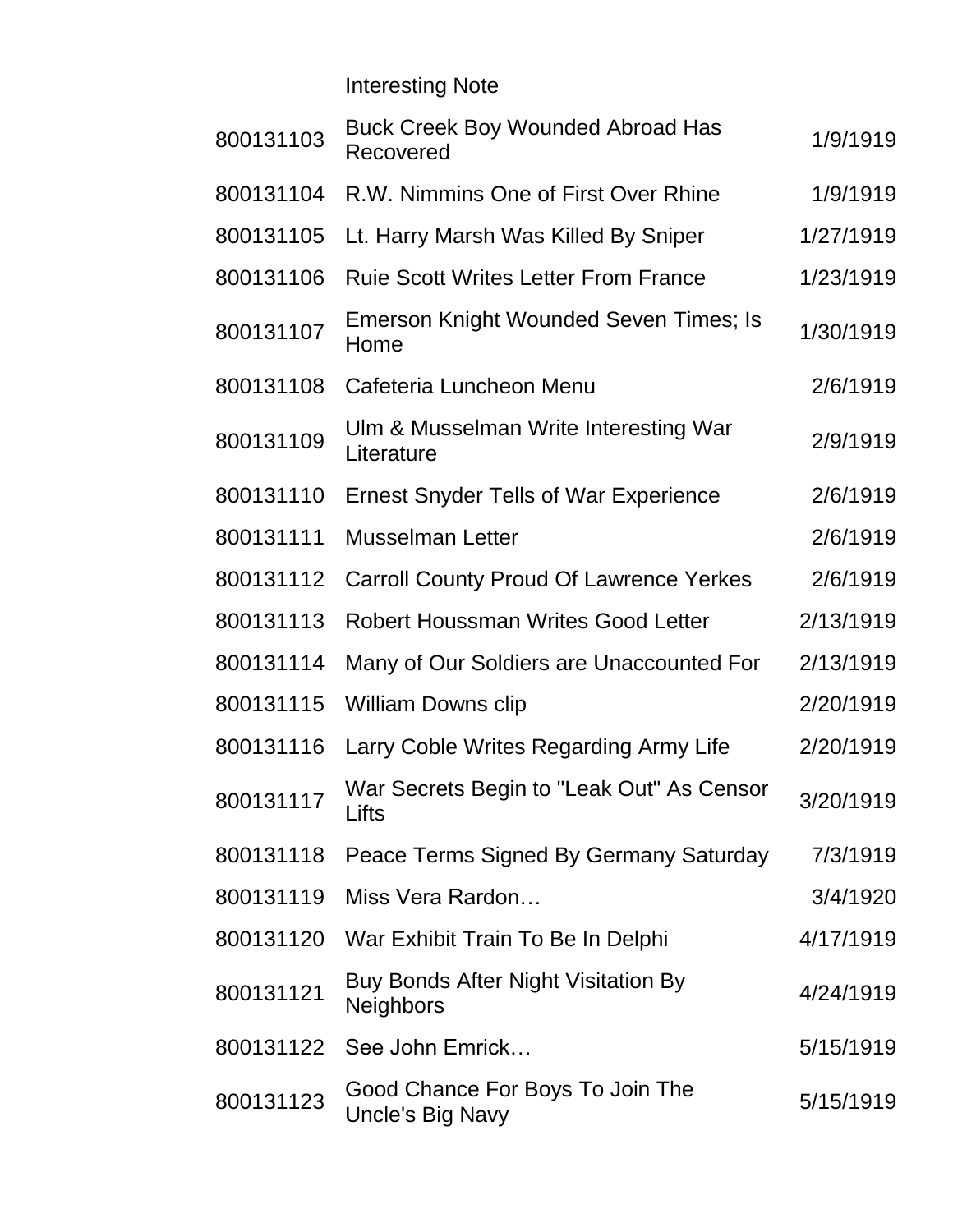| | Interesting Note | |
|---|---|---|
| 800131103 | Buck Creek Boy Wounded Abroad Has Recovered | 1/9/1919 |
| 800131104 | R.W. Nimmins One of First Over Rhine | 1/9/1919 |
| 800131105 | Lt. Harry Marsh Was Killed By Sniper | 1/27/1919 |
| 800131106 | Ruie Scott Writes Letter From France | 1/23/1919 |
| 800131107 | Emerson Knight Wounded Seven Times; Is Home | 1/30/1919 |
| 800131108 | Cafeteria Luncheon Menu | 2/6/1919 |
| 800131109 | Ulm & Musselman Write Interesting War Literature | 2/9/1919 |
| 800131110 | Ernest Snyder Tells of War Experience | 2/6/1919 |
| 800131111 | Musselman Letter | 2/6/1919 |
| 800131112 | Carroll County Proud Of Lawrence Yerkes | 2/6/1919 |
| 800131113 | Robert Houssman Writes Good Letter | 2/13/1919 |
| 800131114 | Many of Our Soldiers are Unaccounted For | 2/13/1919 |
| 800131115 | William Downs clip | 2/20/1919 |
| 800131116 | Larry Coble Writes Regarding Army Life | 2/20/1919 |
| 800131117 | War Secrets Begin to "Leak Out" As Censor Lifts | 3/20/1919 |
| 800131118 | Peace Terms Signed By Germany Saturday | 7/3/1919 |
| 800131119 | Miss Vera Rardon… | 3/4/1920 |
| 800131120 | War Exhibit Train To Be In Delphi | 4/17/1919 |
| 800131121 | Buy Bonds After Night Visitation By Neighbors | 4/24/1919 |
| 800131122 | See John Emrick… | 5/15/1919 |
| 800131123 | Good Chance For Boys To Join The Uncle's Big Navy | 5/15/1919 |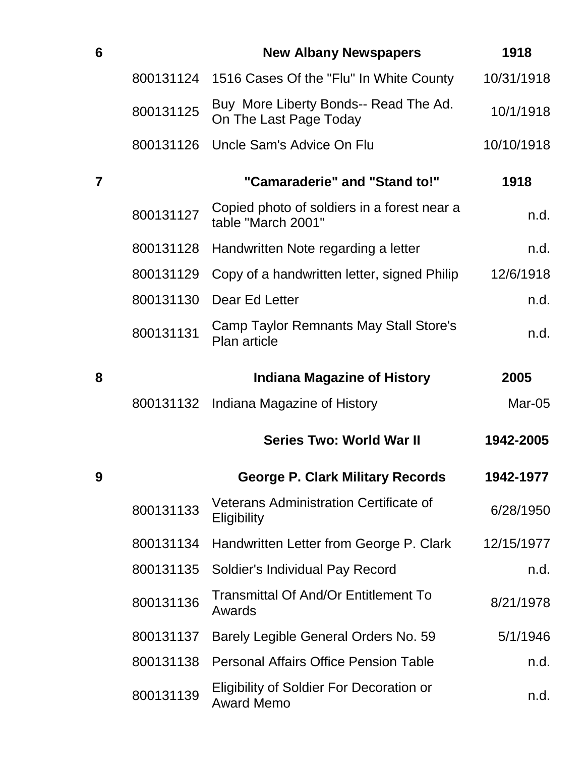| | | | |
|---|---|---|---|
| **6** | | **New Albany Newspapers** | **1918** |
| | 800131124 | 1516 Cases Of the "Flu" In White County | 10/31/1918 |
| | 800131125 | Buy More Liberty Bonds-- Read The Ad. On The Last Page Today | 10/1/1918 |
| | 800131126 | Uncle Sam's Advice On Flu | 10/10/1918 |
| **7** | | **"Camaraderie" and "Stand to!"** | **1918** |
| | 800131127 | Copied photo of soldiers in a forest near a table "March 2001" | n.d. |
| | 800131128 | Handwritten Note regarding a letter | n.d. |
| | 800131129 | Copy of a handwritten letter, signed Philip | 12/6/1918 |
| | 800131130 | Dear Ed Letter | n.d. |
| | 800131131 | Camp Taylor Remnants May Stall Store's Plan article | n.d. |
| **8** | | **Indiana Magazine of History** | **2005** |
| | 800131132 | Indiana Magazine of History | Mar-05 |
| | | **Series Two: World War II** | **1942-2005** |
| **9** | | **George P. Clark Military Records** | **1942-1977** |
| | 800131133 | Veterans Administration Certificate of Eligibility | 6/28/1950 |
| | 800131134 | Handwritten Letter from George P. Clark | 12/15/1977 |
| | 800131135 | Soldier's Individual Pay Record | n.d. |
| | 800131136 | Transmittal Of And/Or Entitlement To Awards | 8/21/1978 |
| | 800131137 | Barely Legible General Orders No. 59 | 5/1/1946 |
| | 800131138 | Personal Affairs Office Pension Table | n.d. |
| | 800131139 | Eligibility of Soldier For Decoration or Award Memo | n.d. |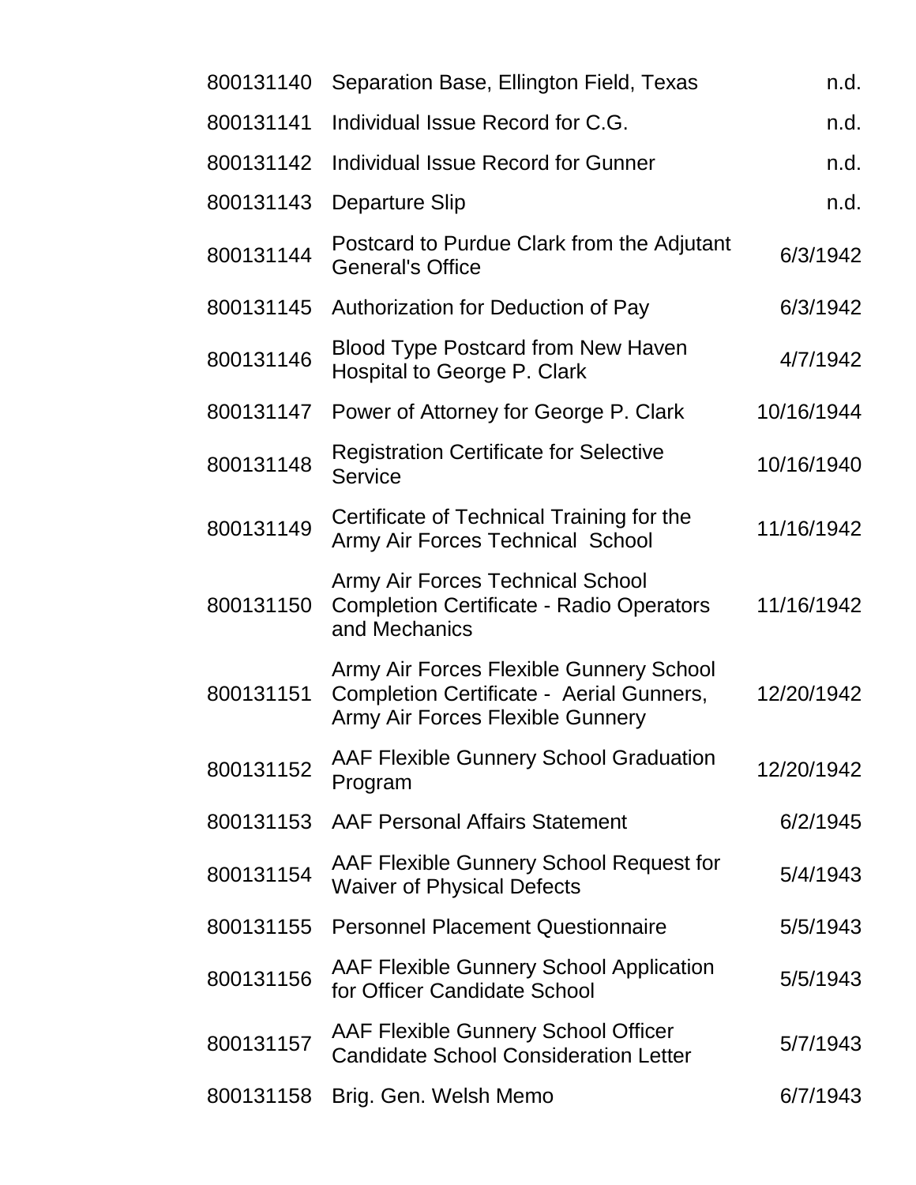| | | |
|---|---|---|
| 800131140 | Separation Base, Ellington Field, Texas | n.d. |
| 800131141 | Individual Issue Record for C.G. | n.d. |
| 800131142 | Individual Issue Record for Gunner | n.d. |
| 800131143 | Departure Slip | n.d. |
| 800131144 | Postcard to Purdue Clark from the Adjutant General's Office | 6/3/1942 |
| 800131145 | Authorization for Deduction of Pay | 6/3/1942 |
| 800131146 | Blood Type Postcard from New Haven Hospital to George P. Clark | 4/7/1942 |
| 800131147 | Power of Attorney for George P. Clark | 10/16/1944 |
| 800131148 | Registration Certificate for Selective Service | 10/16/1940 |
| 800131149 | Certificate of Technical Training for the Army Air Forces Technical School | 11/16/1942 |
| 800131150 | Army Air Forces Technical School Completion Certificate - Radio Operators and Mechanics | 11/16/1942 |
| 800131151 | Army Air Forces Flexible Gunnery School Completion Certificate - Aerial Gunners, Army Air Forces Flexible Gunnery | 12/20/1942 |
| 800131152 | AAF Flexible Gunnery School Graduation Program | 12/20/1942 |
| 800131153 | AAF Personal Affairs Statement | 6/2/1945 |
| 800131154 | AAF Flexible Gunnery School Request for Waiver of Physical Defects | 5/4/1943 |
| 800131155 | Personnel Placement Questionnaire | 5/5/1943 |
| 800131156 | AAF Flexible Gunnery School Application for Officer Candidate School | 5/5/1943 |
| 800131157 | AAF Flexible Gunnery School Officer Candidate School Consideration Letter | 5/7/1943 |
| 800131158 | Brig. Gen. Welsh Memo | 6/7/1943 |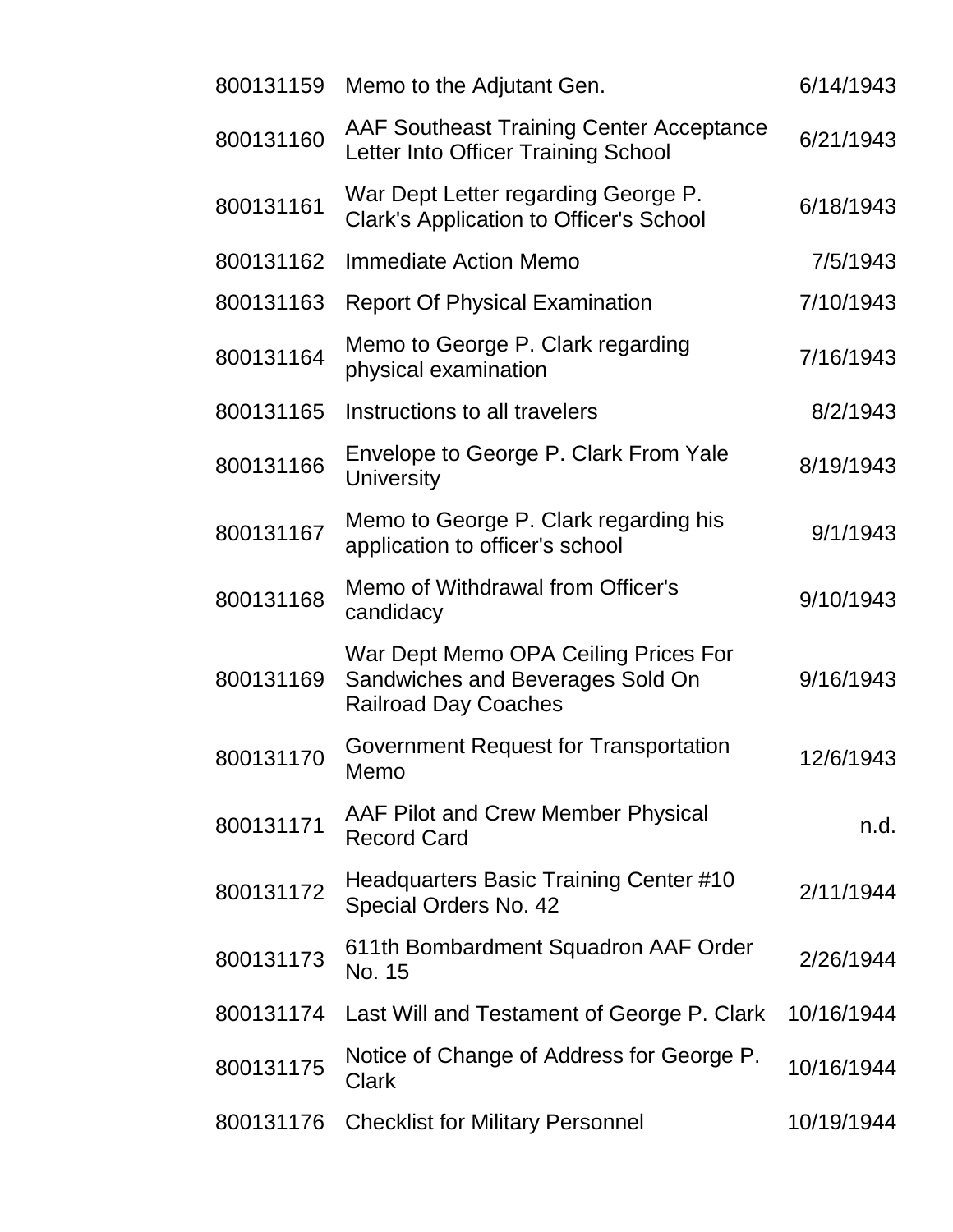| | | |
|---|---|---|
| 800131159 | Memo to the Adjutant Gen. | 6/14/1943 |
| 800131160 | AAF Southeast Training Center Acceptance Letter Into Officer Training School | 6/21/1943 |
| 800131161 | War Dept Letter regarding George P. Clark's Application to Officer's School | 6/18/1943 |
| 800131162 | Immediate Action Memo | 7/5/1943 |
| 800131163 | Report Of Physical Examination | 7/10/1943 |
| 800131164 | Memo to George P. Clark regarding physical examination | 7/16/1943 |
| 800131165 | Instructions to all travelers | 8/2/1943 |
| 800131166 | Envelope to George P. Clark From Yale University | 8/19/1943 |
| 800131167 | Memo to George P. Clark regarding his application to officer's school | 9/1/1943 |
| 800131168 | Memo of Withdrawal from Officer's candidacy | 9/10/1943 |
| 800131169 | War Dept Memo OPA Ceiling Prices For Sandwiches and Beverages Sold On Railroad Day Coaches | 9/16/1943 |
| 800131170 | Government Request for Transportation Memo | 12/6/1943 |
| 800131171 | AAF Pilot and Crew Member Physical Record Card | n.d. |
| 800131172 | Headquarters Basic Training Center #10 Special Orders No. 42 | 2/11/1944 |
| 800131173 | 611th Bombardment Squadron AAF Order No. 15 | 2/26/1944 |
| 800131174 | Last Will and Testament of George P. Clark | 10/16/1944 |
| 800131175 | Notice of Change of Address for George P. Clark | 10/16/1944 |
| 800131176 | Checklist for Military Personnel | 10/19/1944 |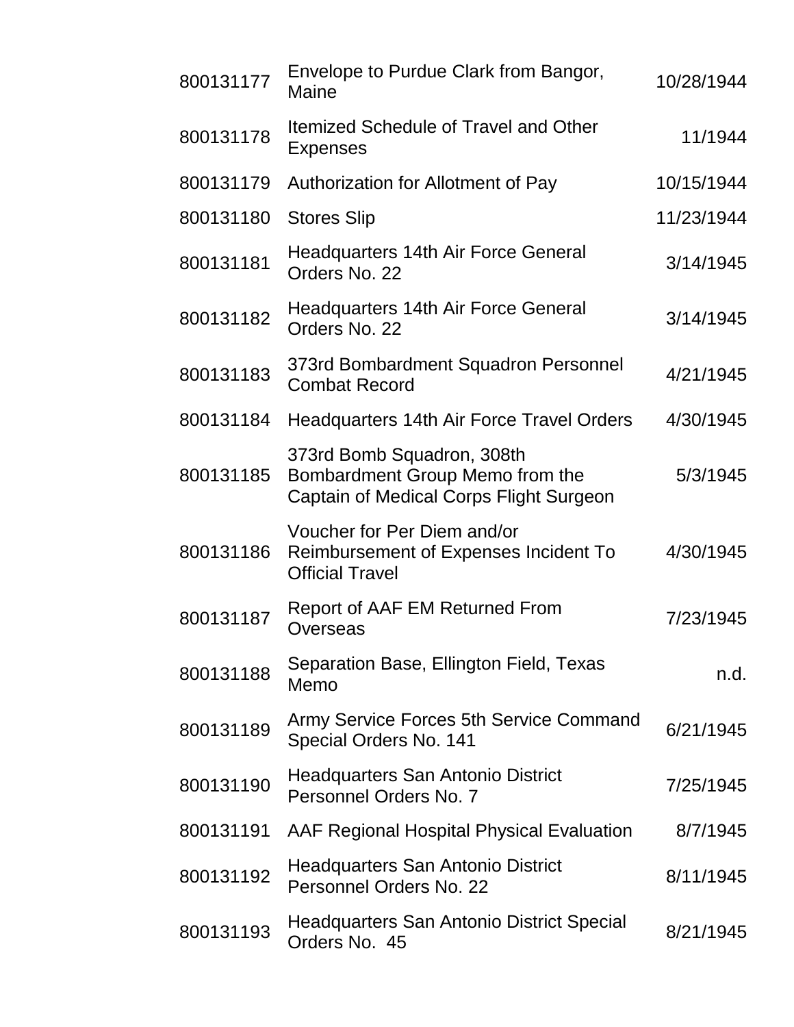| | | |
|---|---|---|
| 800131177 | Envelope to Purdue Clark from Bangor, Maine | 10/28/1944 |
| 800131178 | Itemized Schedule of Travel and Other Expenses | 11/1944 |
| 800131179 | Authorization for Allotment of Pay | 10/15/1944 |
| 800131180 | Stores Slip | 11/23/1944 |
| 800131181 | Headquarters 14th Air Force General Orders No. 22 | 3/14/1945 |
| 800131182 | Headquarters 14th Air Force General Orders No. 22 | 3/14/1945 |
| 800131183 | 373rd Bombardment Squadron Personnel Combat Record | 4/21/1945 |
| 800131184 | Headquarters 14th Air Force Travel Orders | 4/30/1945 |
| 800131185 | 373rd Bomb Squadron, 308th Bombardment Group Memo from the Captain of Medical Corps Flight Surgeon | 5/3/1945 |
| 800131186 | Voucher for Per Diem and/or Reimbursement of Expenses Incident To Official Travel | 4/30/1945 |
| 800131187 | Report of AAF EM Returned From Overseas | 7/23/1945 |
| 800131188 | Separation Base, Ellington Field, Texas Memo | n.d. |
| 800131189 | Army Service Forces 5th Service Command Special Orders No. 141 | 6/21/1945 |
| 800131190 | Headquarters San Antonio District Personnel Orders No. 7 | 7/25/1945 |
| 800131191 | AAF Regional Hospital Physical Evaluation | 8/7/1945 |
| 800131192 | Headquarters San Antonio District Personnel Orders No. 22 | 8/11/1945 |
| 800131193 | Headquarters San Antonio District Special Orders No. 45 | 8/21/1945 |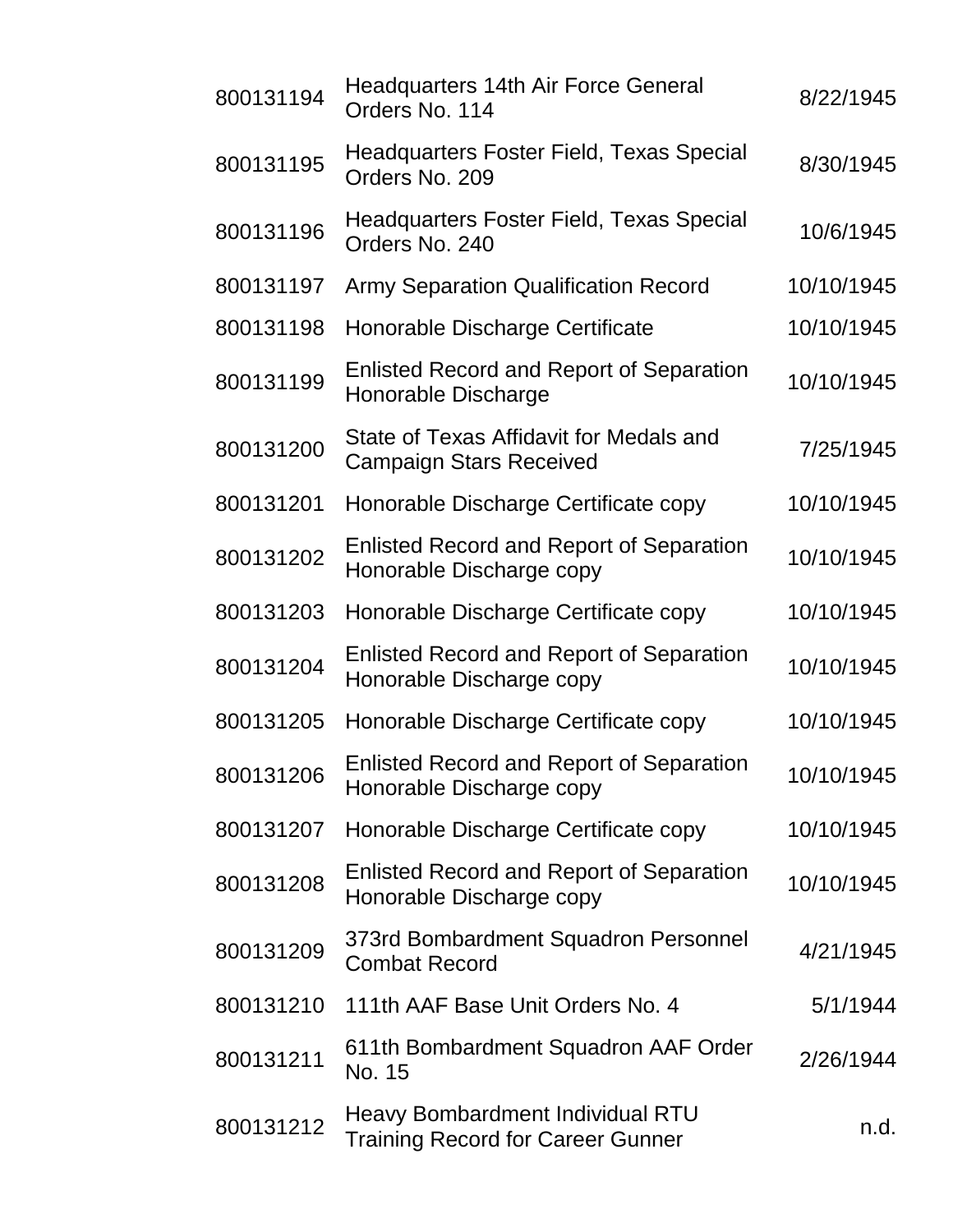| | | |
|---|---|---|
| 800131194 | Headquarters 14th Air Force General Orders No. 114 | 8/22/1945 |
| 800131195 | Headquarters Foster Field, Texas Special Orders No. 209 | 8/30/1945 |
| 800131196 | Headquarters Foster Field, Texas Special Orders No. 240 | 10/6/1945 |
| 800131197 | Army Separation Qualification Record | 10/10/1945 |
| 800131198 | Honorable Discharge Certificate | 10/10/1945 |
| 800131199 | Enlisted Record and Report of Separation Honorable Discharge | 10/10/1945 |
| 800131200 | State of Texas Affidavit for Medals and Campaign Stars Received | 7/25/1945 |
| 800131201 | Honorable Discharge Certificate copy | 10/10/1945 |
| 800131202 | Enlisted Record and Report of Separation Honorable Discharge copy | 10/10/1945 |
| 800131203 | Honorable Discharge Certificate copy | 10/10/1945 |
| 800131204 | Enlisted Record and Report of Separation Honorable Discharge copy | 10/10/1945 |
| 800131205 | Honorable Discharge Certificate copy | 10/10/1945 |
| 800131206 | Enlisted Record and Report of Separation Honorable Discharge copy | 10/10/1945 |
| 800131207 | Honorable Discharge Certificate copy | 10/10/1945 |
| 800131208 | Enlisted Record and Report of Separation Honorable Discharge copy | 10/10/1945 |
| 800131209 | 373rd Bombardment Squadron Personnel Combat Record | 4/21/1945 |
| 800131210 | 111th AAF Base Unit Orders No. 4 | 5/1/1944 |
| 800131211 | 611th Bombardment Squadron AAF Order No. 15 | 2/26/1944 |
| 800131212 | Heavy Bombardment Individual RTU Training Record for Career Gunner | n.d. |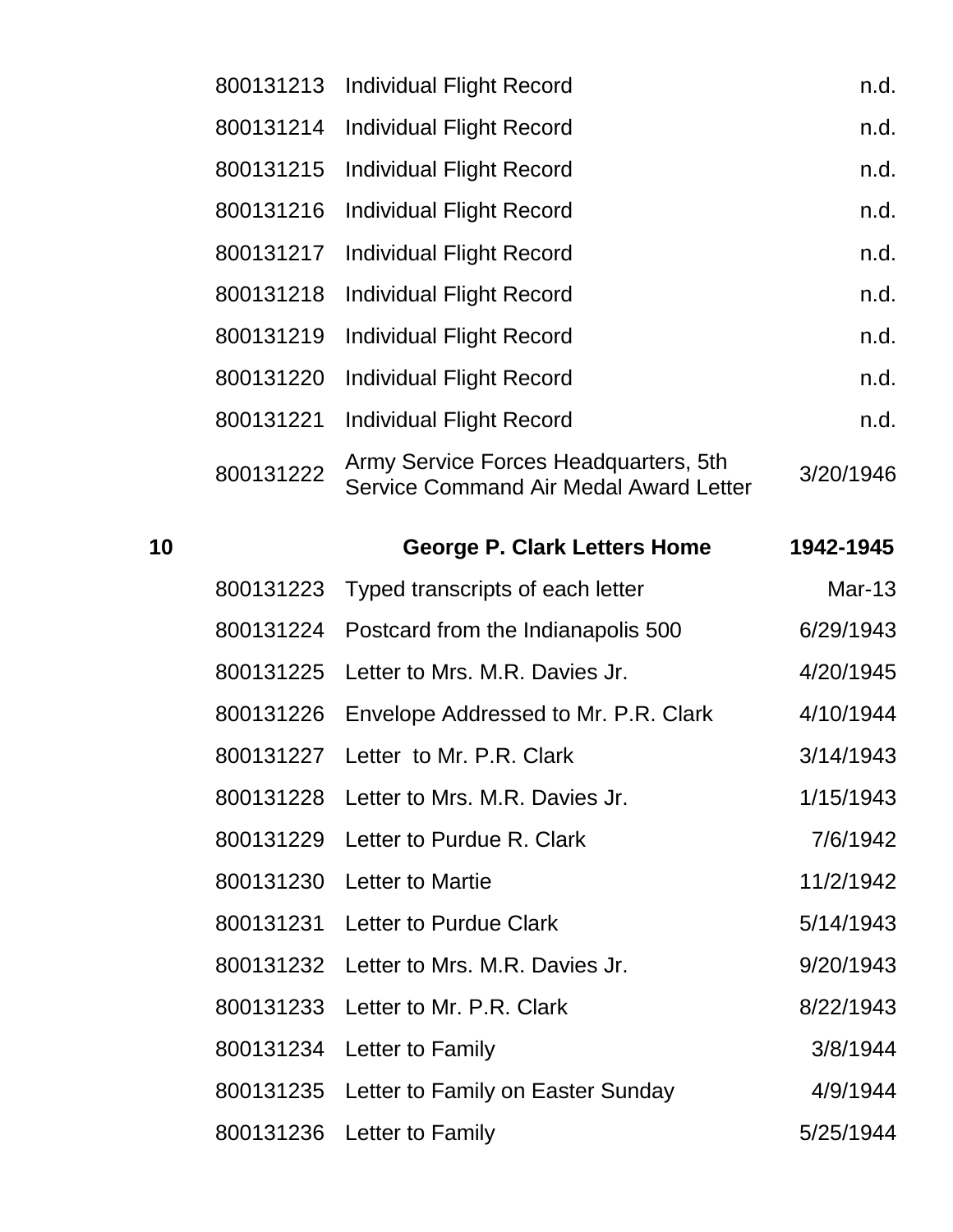| | | | |
|---|---|---|---|
| | 800131213 | Individual Flight Record | n.d. |
| | 800131214 | Individual Flight Record | n.d. |
| | 800131215 | Individual Flight Record | n.d. |
| | 800131216 | Individual Flight Record | n.d. |
| | 800131217 | Individual Flight Record | n.d. |
| | 800131218 | Individual Flight Record | n.d. |
| | 800131219 | Individual Flight Record | n.d. |
| | 800131220 | Individual Flight Record | n.d. |
| | 800131221 | Individual Flight Record | n.d. |
| | 800131222 | Army Service Forces Headquarters, 5th Service Command Air Medal Award Letter | 3/20/1946 |
| **10** | | **George P. Clark Letters Home** | **1942-1945** |
| | 800131223 | Typed transcripts of each letter | Mar-13 |
| | 800131224 | Postcard from the Indianapolis 500 | 6/29/1943 |
| | 800131225 | Letter to Mrs. M.R. Davies Jr. | 4/20/1945 |
| | 800131226 | Envelope Addressed to Mr. P.R. Clark | 4/10/1944 |
| | 800131227 | Letter to Mr. P.R. Clark | 3/14/1943 |
| | 800131228 | Letter to Mrs. M.R. Davies Jr. | 1/15/1943 |
| | 800131229 | Letter to Purdue R. Clark | 7/6/1942 |
| | 800131230 | Letter to Martie | 11/2/1942 |
| | 800131231 | Letter to Purdue Clark | 5/14/1943 |
| | 800131232 | Letter to Mrs. M.R. Davies Jr. | 9/20/1943 |
| | 800131233 | Letter to Mr. P.R. Clark | 8/22/1943 |
| | 800131234 | Letter to Family | 3/8/1944 |
| | 800131235 | Letter to Family on Easter Sunday | 4/9/1944 |
| | 800131236 | Letter to Family | 5/25/1944 |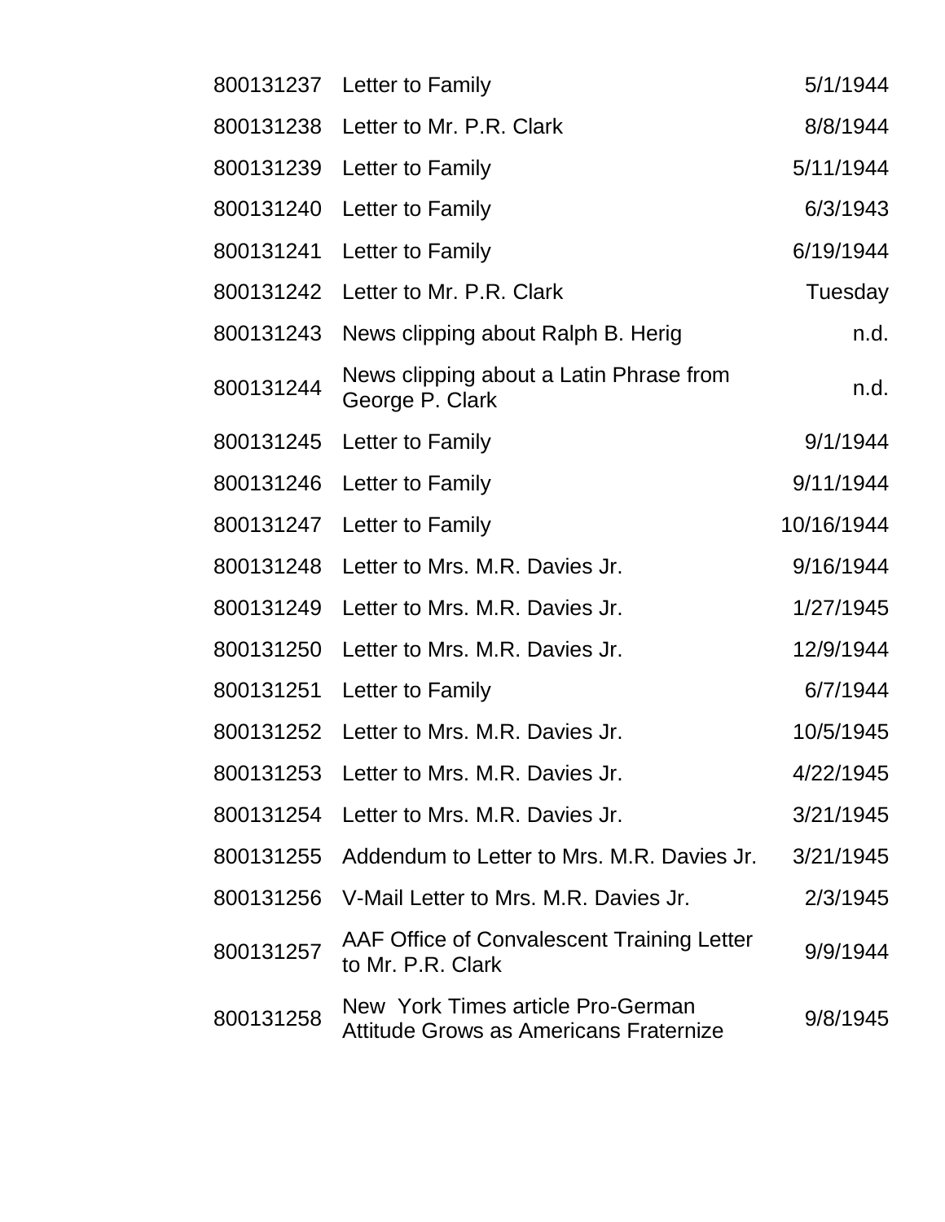| | | |
|---|---|---|
| 800131237 | Letter to Family | 5/1/1944 |
| 800131238 | Letter to Mr. P.R. Clark | 8/8/1944 |
| 800131239 | Letter to Family | 5/11/1944 |
| 800131240 | Letter to Family | 6/3/1943 |
| 800131241 | Letter to Family | 6/19/1944 |
| 800131242 | Letter to Mr. P.R. Clark | Tuesday |
| 800131243 | News clipping about Ralph B. Herig | n.d. |
| 800131244 | News clipping about a Latin Phrase from George P. Clark | n.d. |
| 800131245 | Letter to Family | 9/1/1944 |
| 800131246 | Letter to Family | 9/11/1944 |
| 800131247 | Letter to Family | 10/16/1944 |
| 800131248 | Letter to Mrs. M.R. Davies Jr. | 9/16/1944 |
| 800131249 | Letter to Mrs. M.R. Davies Jr. | 1/27/1945 |
| 800131250 | Letter to Mrs. M.R. Davies Jr. | 12/9/1944 |
| 800131251 | Letter to Family | 6/7/1944 |
| 800131252 | Letter to Mrs. M.R. Davies Jr. | 10/5/1945 |
| 800131253 | Letter to Mrs. M.R. Davies Jr. | 4/22/1945 |
| 800131254 | Letter to Mrs. M.R. Davies Jr. | 3/21/1945 |
| 800131255 | Addendum to Letter to Mrs. M.R. Davies Jr. | 3/21/1945 |
| 800131256 | V-Mail Letter to Mrs. M.R. Davies Jr. | 2/3/1945 |
| 800131257 | AAF Office of Convalescent Training Letter to Mr. P.R. Clark | 9/9/1944 |
| 800131258 | New York Times article Pro-German Attitude Grows as Americans Fraternize | 9/8/1945 |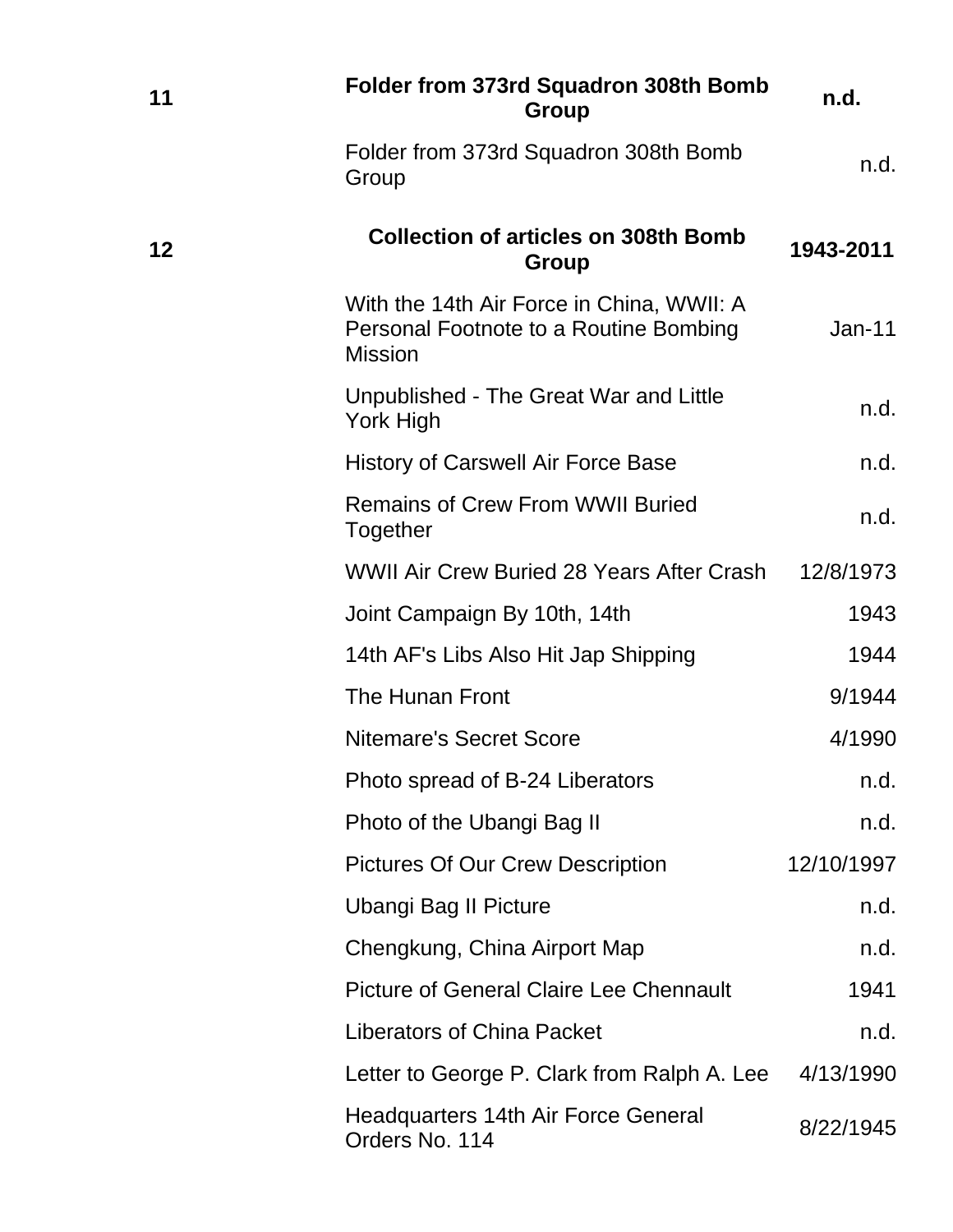| | | |
|---|---|---|
| **11** | **Folder from 373rd Squadron 308th Bomb Group** | **n.d.** |
| | Folder from 373rd Squadron 308th Bomb Group | n.d. |
| **12** | **Collection of articles on 308th Bomb Group** | **1943-2011** |
| | With the 14th Air Force in China, WWII: A Personal Footnote to a Routine Bombing Mission | Jan-11 |
| | Unpublished - The Great War and Little York High | n.d. |
| | History of Carswell Air Force Base | n.d. |
| | Remains of Crew From WWII Buried Together | n.d. |
| | WWII Air Crew Buried 28 Years After Crash | 12/8/1973 |
| | Joint Campaign By 10th, 14th | 1943 |
| | 14th AF's Libs Also Hit Jap Shipping | 1944 |
| | The Hunan Front | 9/1944 |
| | Nitemare's Secret Score | 4/1990 |
| | Photo spread of B-24 Liberators | n.d. |
| | Photo of the Ubangi Bag II | n.d. |
| | Pictures Of Our Crew Description | 12/10/1997 |
| | Ubangi Bag II Picture | n.d. |
| | Chengkung, China Airport Map | n.d. |
| | Picture of General Claire Lee Chennault | 1941 |
| | Liberators of China Packet | n.d. |
| | Letter to George P. Clark from Ralph A. Lee | 4/13/1990 |
| | Headquarters 14th Air Force General Orders No. 114 | 8/22/1945 |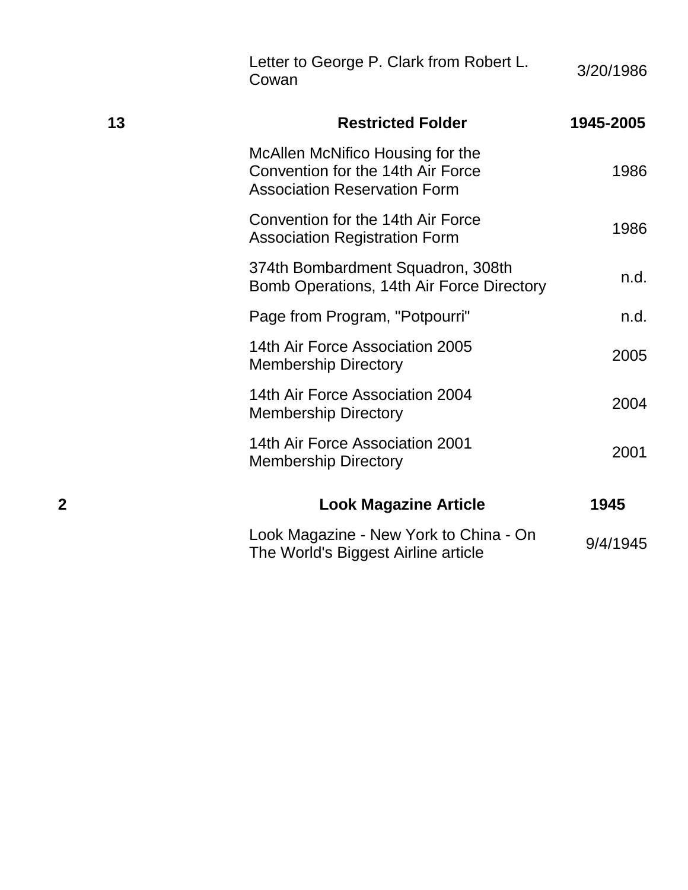| | | |
|---|---|---|
| | Letter to George P. Clark from Robert L. Cowan | 3/20/1986 |
| **13** | **Restricted Folder** | **1945-2005** |
| | McAllen McNifico Housing for the Convention for the 14th Air Force Association Reservation Form | 1986 |
| | Convention for the 14th Air Force Association Registration Form | 1986 |
| | 374th Bombardment Squadron, 308th Bomb Operations, 14th Air Force Directory | n.d. |
| | Page from Program, "Potpourri" | n.d. |
| | 14th Air Force Association 2005 Membership Directory | 2005 |
| | 14th Air Force Association 2004 Membership Directory | 2004 |
| | 14th Air Force Association 2001 Membership Directory | 2001 |
| **2** | **Look Magazine Article** | **1945** |
| | Look Magazine - New York to China - On The World's Biggest Airline article | 9/4/1945 |